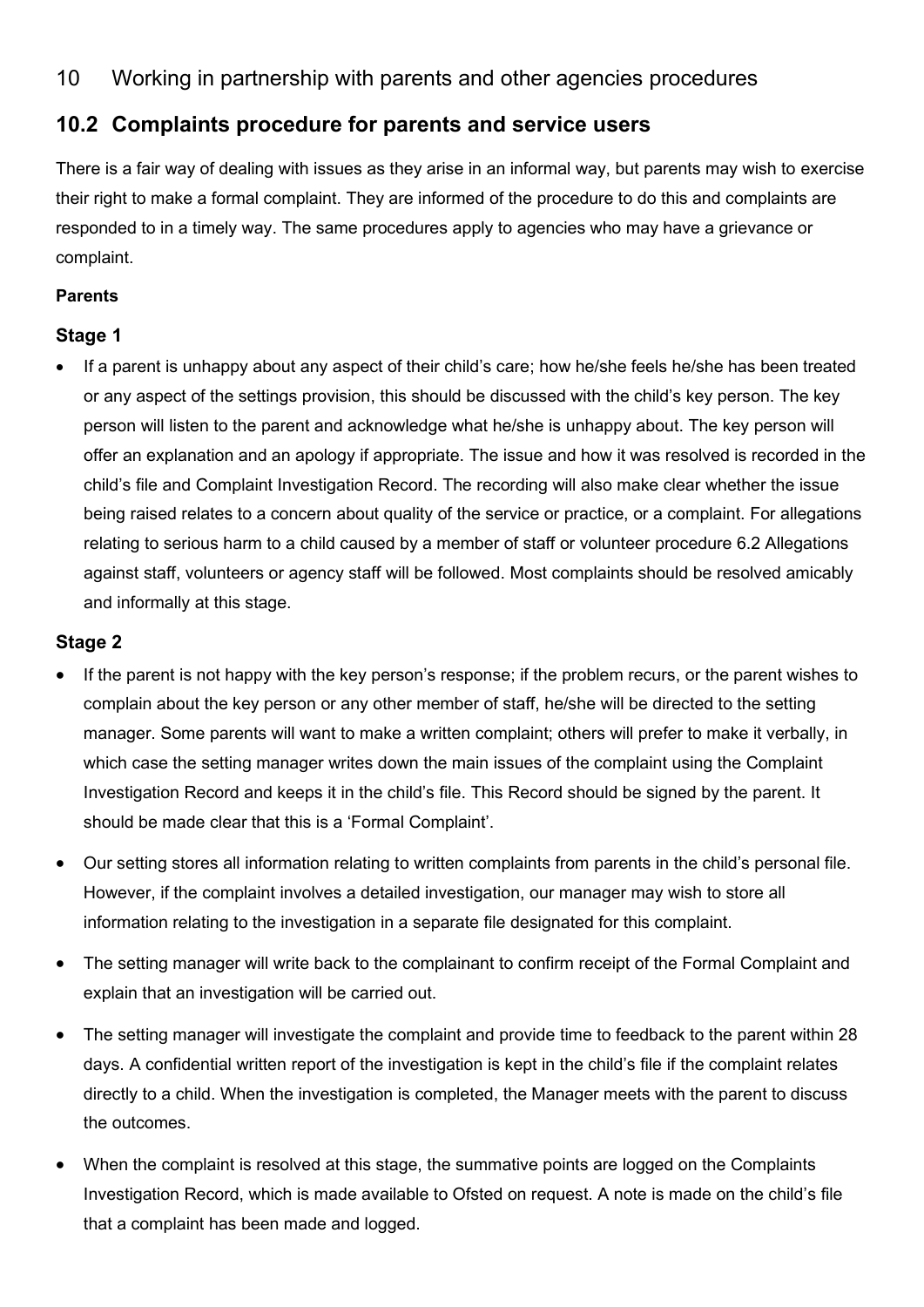# 10 Working in partnership with parents and other agencies procedures

## 10.2 Complaints procedure for parents and service users

There is a fair way of dealing with issues as they arise in an informal way, but parents may wish to exercise their right to make a formal complaint. They are informed of the procedure to do this and complaints are responded to in a timely way. The same procedures apply to agencies who may have a grievance or complaint.

**Parents**

### Stage 1

- If a parent is unhappy about any aspect of their child's care; how he/she feels he/she has been treated or any aspect of the settings provision, this should be discussed with the child's key person. The key person will listen to the parent and acknowledge what he/she is unhappy about. The key person will offer an explanation and an apology if appropriate. The issue and how it was resolved is recorded in the child's file and Complaint Investigation Record. The recording will also make clear whether the issue being raised relates to a concern about quality of the service or practice, or a complaint. For allegations relating to serious harm to a child caused by a member of staff or volunteer procedure 6.2 Allegations against staff, volunteers or agency staff will be followed. Most complaints should be resolved amicably and informally at this stage.

### Stage 2

- If the parent is not happy with the key person's response; if the problem recurs, or the parent wishes to complain about the key person or any other member of staff, he/she will be directed to the setting manager. Some parents will want to make a written complaint; others will prefer to make it verbally, in which case the setting manager writes down the main issues of the complaint using the Complaint Investigation Record and keeps it in the child's file. This Record should be signed by the parent. It should be made clear that this is a 'Formal Complaint'.
- Our setting stores all information relating to written complaints from parents in the child's personal file. However, if the complaint involves a detailed investigation, our manager may wish to store all information relating to the investigation in a separate file designated for this complaint.
- The setting manager will write back to the complainant to confirm receipt of the Formal Complaint and explain that an investigation will be carried out.
- The setting manager will investigate the complaint and provide time to feedback to the parent within 28 days. A confidential written report of the investigation is kept in the child's file if the complaint relates directly to a child. When the investigation is completed, the Manager meets with the parent to discuss the outcomes.
- When the complaint is resolved at this stage, the summative points are logged on the Complaints Investigation Record, which is made available to Ofsted on request. A note is made on the child's file that a complaint has been made and logged.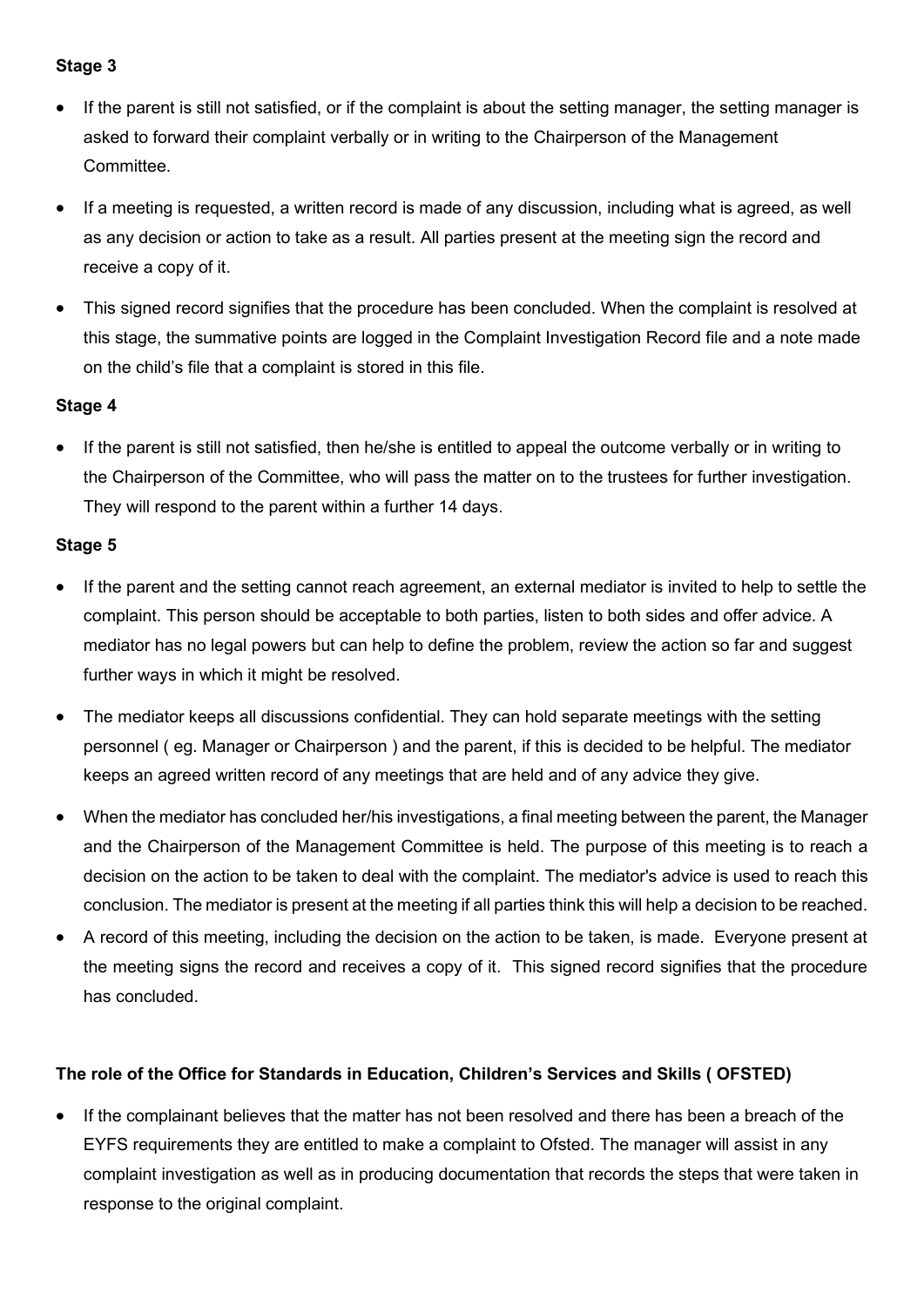**Stage 3**

- If the parent is still not satisfied, or if the complaint is about the setting manager, the setting manager is asked to forward their complaint verbally or in writing to the Chairperson of the Management Committee.
- If a meeting is requested, a written record is made of any discussion, including what is agreed, as well as any decision or action to take as a result. All parties present at the meeting sign the record and receive a copy of it.
- This signed record signifies that the procedure has been concluded. When the complaint is resolved at this stage, the summative points are logged in the Complaint Investigation Record file and a note made on the child's file that a complaint is stored in this file.

**Stage 4**

- If the parent is still not satisfied, then he/she is entitled to appeal the outcome verbally or in writing to the Chairperson of the Committee, who will pass the matter on to the trustees for further investigation. They will respond to the parent within a further 14 days.

**Stage 5**

- If the parent and the setting cannot reach agreement, an external mediator is invited to help to settle the complaint. This person should be acceptable to both parties, listen to both sides and offer advice. A mediator has no legal powers but can help to define the problem, review the action so far and suggest further ways in which it might be resolved.
- The mediator keeps all discussions confidential. They can hold separate meetings with the setting personnel ( eg. Manager or Chairperson ) and the parent, if this is decided to be helpful. The mediator keeps an agreed written record of any meetings that are held and of any advice they give.
- When the mediator has concluded her/his investigations, a final meeting between the parent, the Manager and the Chairperson of the Management Committee is held. The purpose of this meeting is to reach a decision on the action to be taken to deal with the complaint. The mediator's advice is used to reach this conclusion. The mediator is present at the meeting if all parties think this will help a decision to be reached.
- A record of this meeting, including the decision on the action to be taken, is made. Everyone present at the meeting signs the record and receives a copy of it. This signed record signifies that the procedure has concluded.

**The role of the Office for Standards in Education, Children's Services and Skills ( OFSTED)**

- If the complainant believes that the matter has not been resolved and there has been a breach of the EYFS requirements they are entitled to make a complaint to Ofsted. The manager will assist in any complaint investigation as well as in producing documentation that records the steps that were taken in response to the original complaint.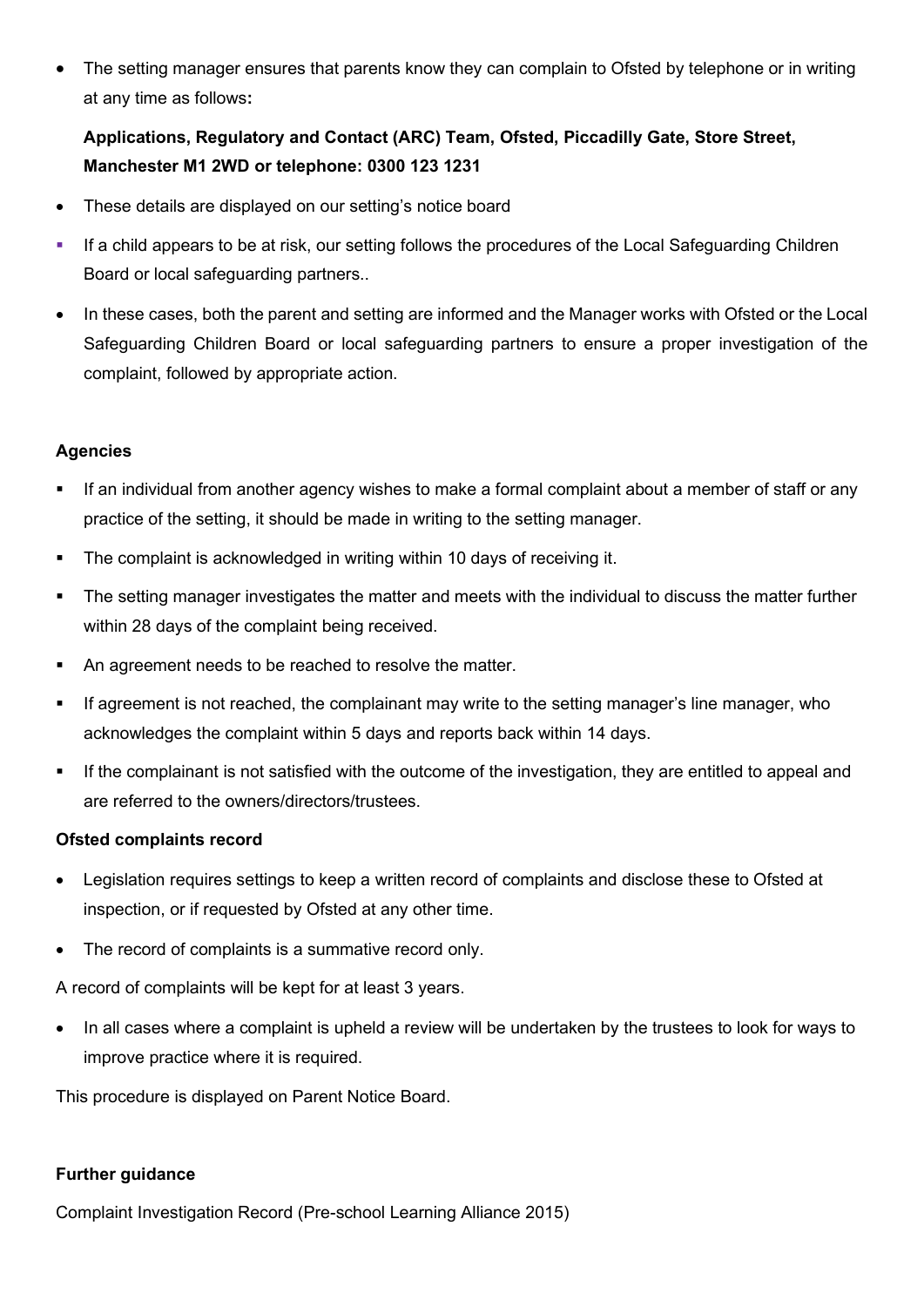- The setting manager ensures that parents know they can complain to Ofsted by telephone or in writing at any time as follows**:**

  **Applications, Regulatory and Contact (ARC) Team, Ofsted, Piccadilly Gate, Store Street, Manchester M1 2WD or telephone: 0300 123 1231**

- These details are displayed on our setting's notice board
- If a child appears to be at risk, our setting follows the procedures of the Local Safeguarding Children Board or local safeguarding partners..
- In these cases, both the parent and setting are informed and the Manager works with Ofsted or the Local Safeguarding Children Board or local safeguarding partners to ensure a proper investigation of the complaint, followed by appropriate action.

**Agencies**

- If an individual from another agency wishes to make a formal complaint about a member of staff or any practice of the setting, it should be made in writing to the setting manager.
- The complaint is acknowledged in writing within 10 days of receiving it.
- The setting manager investigates the matter and meets with the individual to discuss the matter further within 28 days of the complaint being received.
- An agreement needs to be reached to resolve the matter.
- If agreement is not reached, the complainant may write to the setting manager's line manager, who acknowledges the complaint within 5 days and reports back within 14 days.
- If the complainant is not satisfied with the outcome of the investigation, they are entitled to appeal and are referred to the owners/directors/trustees.

**Ofsted complaints record**

- Legislation requires settings to keep a written record of complaints and disclose these to Ofsted at inspection, or if requested by Ofsted at any other time.
- The record of complaints is a summative record only.

A record of complaints will be kept for at least 3 years.

- In all cases where a complaint is upheld a review will be undertaken by the trustees to look for ways to improve practice where it is required.

This procedure is displayed on Parent Notice Board.

**Further guidance**

Complaint Investigation Record (Pre-school Learning Alliance 2015)